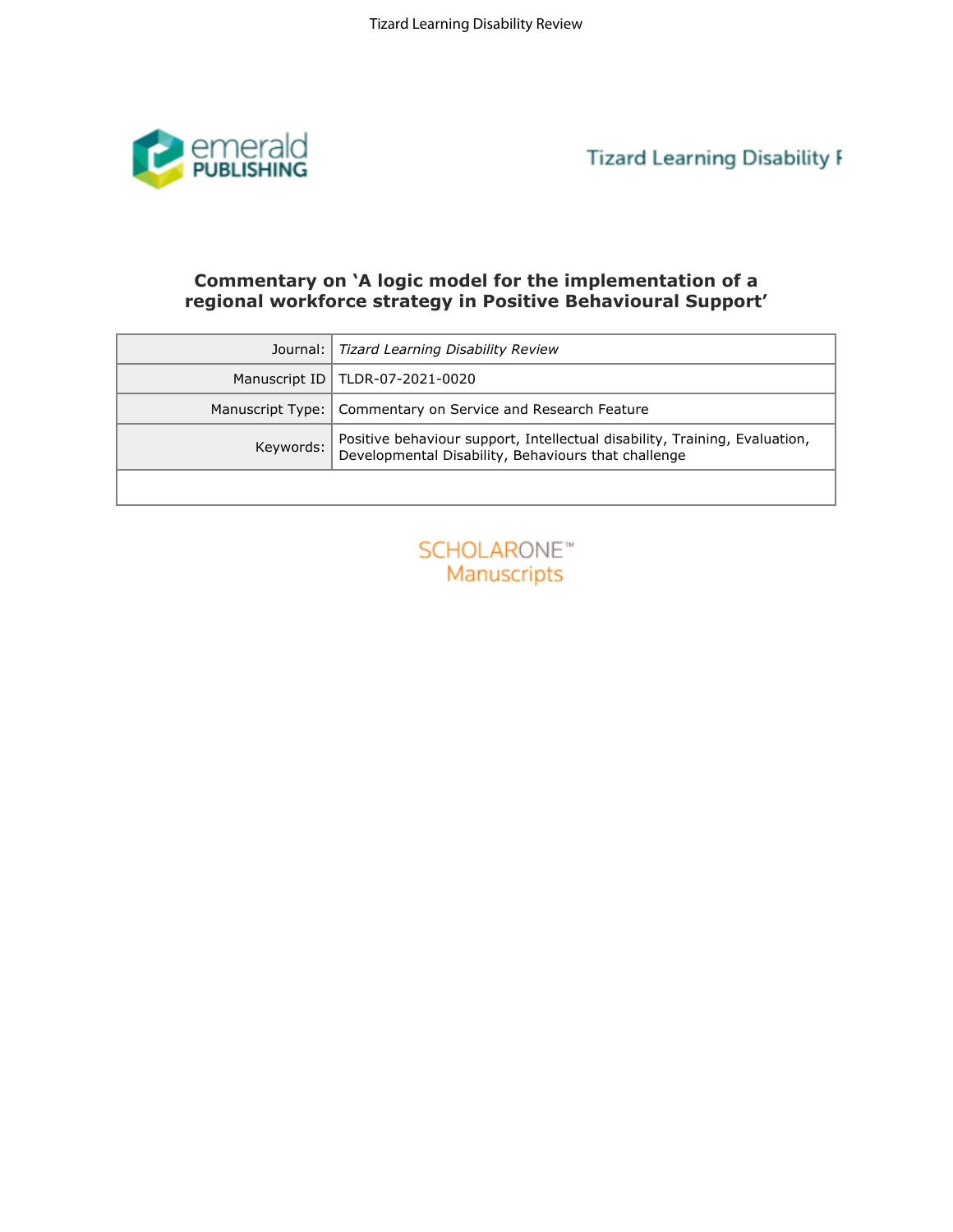# Commentary on 'A logic model for the implementation of a regional workforce strategy in Positive Behavioural Support'

| | |
|---|---|
| Journal: | *Tizard Learning Disability Review* |
| Manuscript ID | TLDR-07-2021-0020 |
| Manuscript Type: | Commentary on Service and Research Feature |
| Keywords: | Positive behaviour support, Intellectual disability, Training, Evaluation, Developmental Disability, Behaviours that challenge |
| | |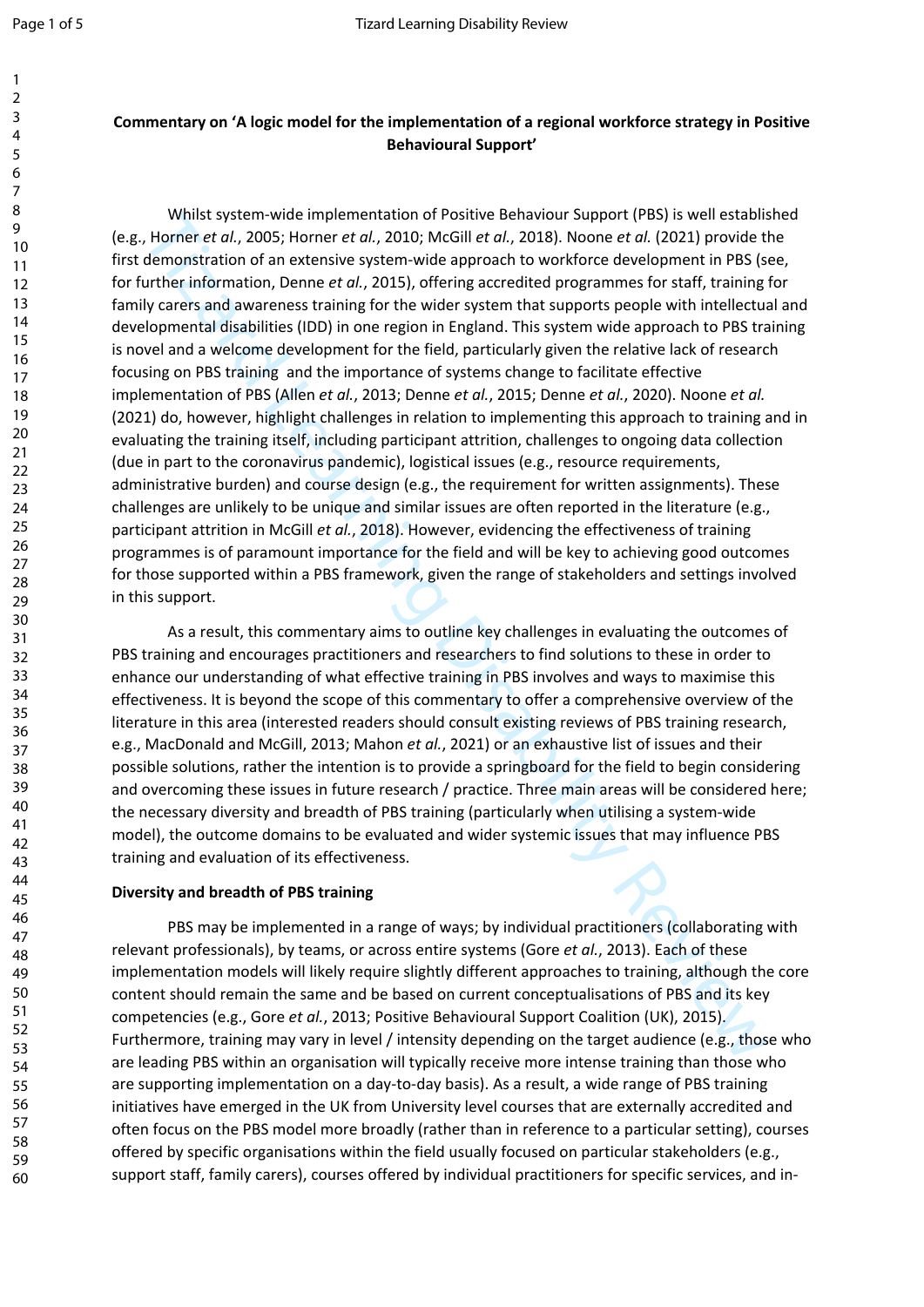**Commentary on 'A logic model for the implementation of a regional workforce strategy in Positive Behavioural Support'**

Whilst system-wide implementation of Positive Behaviour Support (PBS) is well established (e.g., Horner *et al.*, 2005; Horner *et al.*, 2010; McGill *et al.*, 2018). Noone *et al.* (2021) provide the first demonstration of an extensive system-wide approach to workforce development in PBS (see, for further information, Denne *et al.*, 2015), offering accredited programmes for staff, training for family carers and awareness training for the wider system that supports people with intellectual and developmental disabilities (IDD) in one region in England. This system wide approach to PBS training is novel and a welcome development for the field, particularly given the relative lack of research focusing on PBS training and the importance of systems change to facilitate effective implementation of PBS (Allen *et al.*, 2013; Denne *et al.*, 2015; Denne *et al.*, 2020). Noone *et al.* (2021) do, however, highlight challenges in relation to implementing this approach to training and in evaluating the training itself, including participant attrition, challenges to ongoing data collection (due in part to the coronavirus pandemic), logistical issues (e.g., resource requirements, administrative burden) and course design (e.g., the requirement for written assignments). These challenges are unlikely to be unique and similar issues are often reported in the literature (e.g., participant attrition in McGill *et al.*, 2018). However, evidencing the effectiveness of training programmes is of paramount importance for the field and will be key to achieving good outcomes for those supported within a PBS framework, given the range of stakeholders and settings involved in this support.

As a result, this commentary aims to outline key challenges in evaluating the outcomes of PBS training and encourages practitioners and researchers to find solutions to these in order to enhance our understanding of what effective training in PBS involves and ways to maximise this effectiveness. It is beyond the scope of this commentary to offer a comprehensive overview of the literature in this area (interested readers should consult existing reviews of PBS training research, e.g., MacDonald and McGill, 2013; Mahon *et al.*, 2021) or an exhaustive list of issues and their possible solutions, rather the intention is to provide a springboard for the field to begin considering and overcoming these issues in future research / practice. Three main areas will be considered here; the necessary diversity and breadth of PBS training (particularly when utilising a system-wide model), the outcome domains to be evaluated and wider systemic issues that may influence PBS training and evaluation of its effectiveness.

**Diversity and breadth of PBS training**

PBS may be implemented in a range of ways; by individual practitioners (collaborating with relevant professionals), by teams, or across entire systems (Gore *et al.*, 2013). Each of these implementation models will likely require slightly different approaches to training, although the core content should remain the same and be based on current conceptualisations of PBS and its key competencies (e.g., Gore *et al.*, 2013; Positive Behavioural Support Coalition (UK), 2015). Furthermore, training may vary in level / intensity depending on the target audience (e.g., those who are leading PBS within an organisation will typically receive more intense training than those who are supporting implementation on a day-to-day basis). As a result, a wide range of PBS training initiatives have emerged in the UK from University level courses that are externally accredited and often focus on the PBS model more broadly (rather than in reference to a particular setting), courses offered by specific organisations within the field usually focused on particular stakeholders (e.g., support staff, family carers), courses offered by individual practitioners for specific services, and in-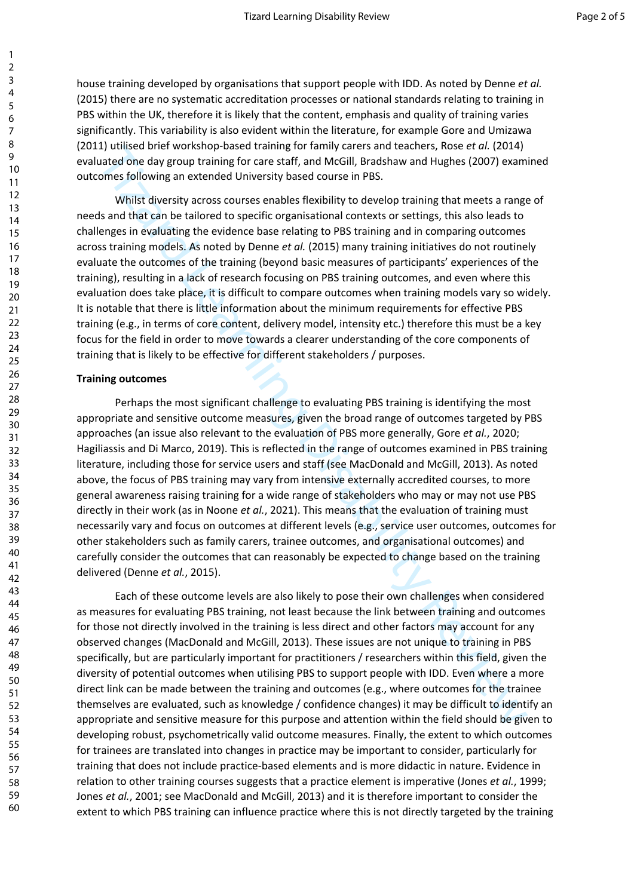house training developed by organisations that support people with IDD. As noted by Denne *et al.* (2015) there are no systematic accreditation processes or national standards relating to training in PBS within the UK, therefore it is likely that the content, emphasis and quality of training varies significantly. This variability is also evident within the literature, for example Gore and Umizawa (2011) utilised brief workshop-based training for family carers and teachers, Rose *et al.* (2014) evaluated one day group training for care staff, and McGill, Bradshaw and Hughes (2007) examined outcomes following an extended University based course in PBS.

Whilst diversity across courses enables flexibility to develop training that meets a range of needs and that can be tailored to specific organisational contexts or settings, this also leads to challenges in evaluating the evidence base relating to PBS training and in comparing outcomes across training models. As noted by Denne *et al.* (2015) many training initiatives do not routinely evaluate the outcomes of the training (beyond basic measures of participants' experiences of the training), resulting in a lack of research focusing on PBS training outcomes, and even where this evaluation does take place, it is difficult to compare outcomes when training models vary so widely. It is notable that there is little information about the minimum requirements for effective PBS training (e.g., in terms of core content, delivery model, intensity etc.) therefore this must be a key focus for the field in order to move towards a clearer understanding of the core components of training that is likely to be effective for different stakeholders / purposes.

**Training outcomes**

Perhaps the most significant challenge to evaluating PBS training is identifying the most appropriate and sensitive outcome measures, given the broad range of outcomes targeted by PBS approaches (an issue also relevant to the evaluation of PBS more generally, Gore *et al.*, 2020; Hagiliassis and Di Marco, 2019). This is reflected in the range of outcomes examined in PBS training literature, including those for service users and staff (see MacDonald and McGill, 2013). As noted above, the focus of PBS training may vary from intensive externally accredited courses, to more general awareness raising training for a wide range of stakeholders who may or may not use PBS directly in their work (as in Noone *et al.*, 2021). This means that the evaluation of training must necessarily vary and focus on outcomes at different levels (e.g., service user outcomes, outcomes for other stakeholders such as family carers, trainee outcomes, and organisational outcomes) and carefully consider the outcomes that can reasonably be expected to change based on the training delivered (Denne *et al.*, 2015).

Each of these outcome levels are also likely to pose their own challenges when considered as measures for evaluating PBS training, not least because the link between training and outcomes for those not directly involved in the training is less direct and other factors may account for any observed changes (MacDonald and McGill, 2013). These issues are not unique to training in PBS specifically, but are particularly important for practitioners / researchers within this field, given the diversity of potential outcomes when utilising PBS to support people with IDD. Even where a more direct link can be made between the training and outcomes (e.g., where outcomes for the trainee themselves are evaluated, such as knowledge / confidence changes) it may be difficult to identify an appropriate and sensitive measure for this purpose and attention within the field should be given to developing robust, psychometrically valid outcome measures. Finally, the extent to which outcomes for trainees are translated into changes in practice may be important to consider, particularly for training that does not include practice-based elements and is more didactic in nature. Evidence in relation to other training courses suggests that a practice element is imperative (Jones *et al.*, 1999; Jones *et al.*, 2001; see MacDonald and McGill, 2013) and it is therefore important to consider the extent to which PBS training can influence practice where this is not directly targeted by the training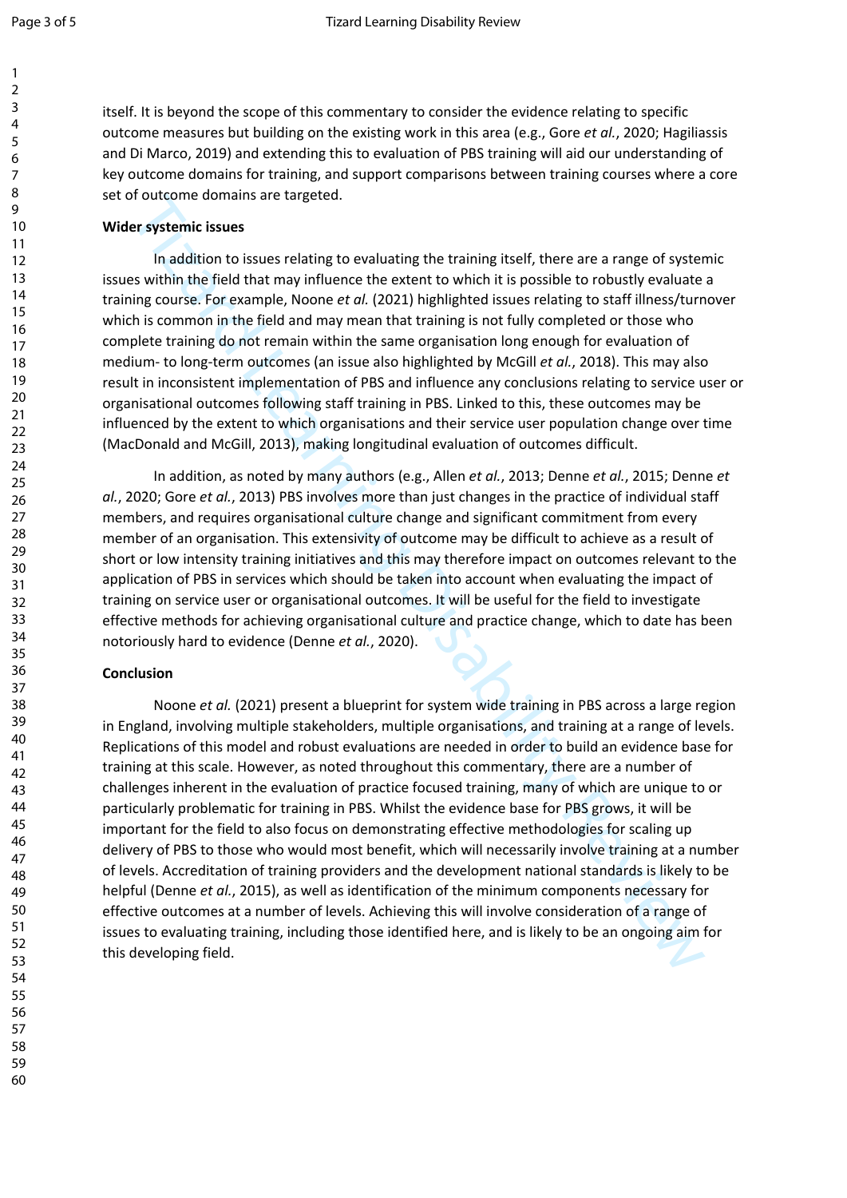itself. It is beyond the scope of this commentary to consider the evidence relating to specific outcome measures but building on the existing work in this area (e.g., Gore *et al.*, 2020; Hagiliassis and Di Marco, 2019) and extending this to evaluation of PBS training will aid our understanding of key outcome domains for training, and support comparisons between training courses where a core set of outcome domains are targeted.

**Wider systemic issues**

In addition to issues relating to evaluating the training itself, there are a range of systemic issues within the field that may influence the extent to which it is possible to robustly evaluate a training course. For example, Noone *et al.* (2021) highlighted issues relating to staff illness/turnover which is common in the field and may mean that training is not fully completed or those who complete training do not remain within the same organisation long enough for evaluation of medium- to long-term outcomes (an issue also highlighted by McGill *et al.*, 2018). This may also result in inconsistent implementation of PBS and influence any conclusions relating to service user or organisational outcomes following staff training in PBS. Linked to this, these outcomes may be influenced by the extent to which organisations and their service user population change over time (MacDonald and McGill, 2013), making longitudinal evaluation of outcomes difficult.

In addition, as noted by many authors (e.g., Allen *et al.*, 2013; Denne *et al.*, 2015; Denne *et al.*, 2020; Gore *et al.*, 2013) PBS involves more than just changes in the practice of individual staff members, and requires organisational culture change and significant commitment from every member of an organisation. This extensivity of outcome may be difficult to achieve as a result of short or low intensity training initiatives and this may therefore impact on outcomes relevant to the application of PBS in services which should be taken into account when evaluating the impact of training on service user or organisational outcomes. It will be useful for the field to investigate effective methods for achieving organisational culture and practice change, which to date has been notoriously hard to evidence (Denne *et al.*, 2020).

**Conclusion**

Noone *et al.* (2021) present a blueprint for system wide training in PBS across a large region in England, involving multiple stakeholders, multiple organisations, and training at a range of levels. Replications of this model and robust evaluations are needed in order to build an evidence base for training at this scale. However, as noted throughout this commentary, there are a number of challenges inherent in the evaluation of practice focused training, many of which are unique to or particularly problematic for training in PBS. Whilst the evidence base for PBS grows, it will be important for the field to also focus on demonstrating effective methodologies for scaling up delivery of PBS to those who would most benefit, which will necessarily involve training at a number of levels. Accreditation of training providers and the development national standards is likely to be helpful (Denne *et al.*, 2015), as well as identification of the minimum components necessary for effective outcomes at a number of levels. Achieving this will involve consideration of a range of issues to evaluating training, including those identified here, and is likely to be an ongoing aim for this developing field.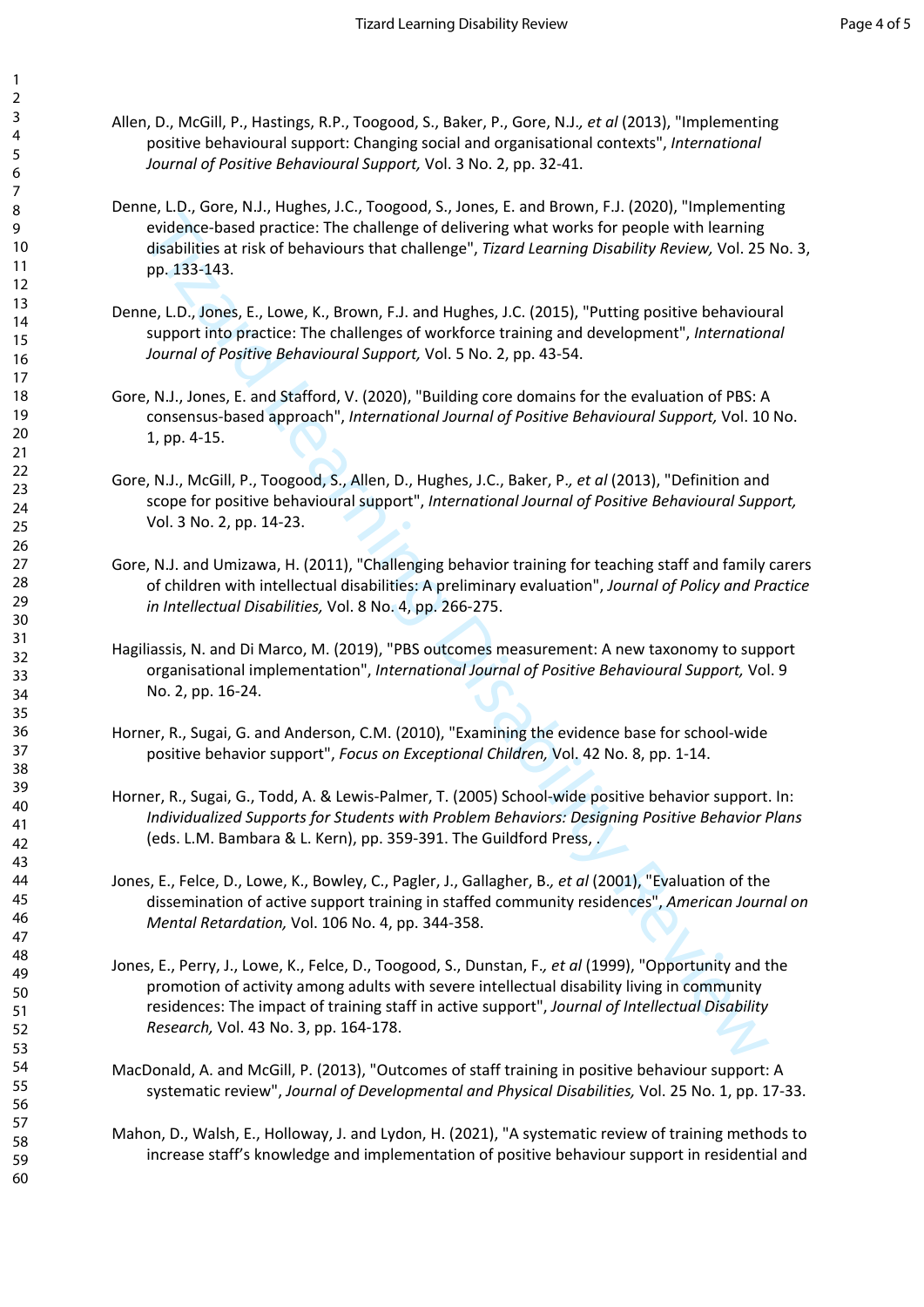Allen, D., McGill, P., Hastings, R.P., Toogood, S., Baker, P., Gore, N.J., *et al* (2013), "Implementing positive behavioural support: Changing social and organisational contexts", *International Journal of Positive Behavioural Support,* Vol. 3 No. 2, pp. 32-41.

Denne, L.D., Gore, N.J., Hughes, J.C., Toogood, S., Jones, E. and Brown, F.J. (2020), "Implementing evidence-based practice: The challenge of delivering what works for people with learning disabilities at risk of behaviours that challenge", *Tizard Learning Disability Review,* Vol. 25 No. 3, pp. 133-143.

Denne, L.D., Jones, E., Lowe, K., Brown, F.J. and Hughes, J.C. (2015), "Putting positive behavioural support into practice: The challenges of workforce training and development", *International Journal of Positive Behavioural Support,* Vol. 5 No. 2, pp. 43-54.

Gore, N.J., Jones, E. and Stafford, V. (2020), "Building core domains for the evaluation of PBS: A consensus-based approach", *International Journal of Positive Behavioural Support,* Vol. 10 No. 1, pp. 4-15.

Gore, N.J., McGill, P., Toogood, S., Allen, D., Hughes, J.C., Baker, P., *et al* (2013), "Definition and scope for positive behavioural support", *International Journal of Positive Behavioural Support,* Vol. 3 No. 2, pp. 14-23.

Gore, N.J. and Umizawa, H. (2011), "Challenging behavior training for teaching staff and family carers of children with intellectual disabilities: A preliminary evaluation", *Journal of Policy and Practice in Intellectual Disabilities,* Vol. 8 No. 4, pp. 266-275.

Hagiliassis, N. and Di Marco, M. (2019), "PBS outcomes measurement: A new taxonomy to support organisational implementation", *International Journal of Positive Behavioural Support,* Vol. 9 No. 2, pp. 16-24.

Horner, R., Sugai, G. and Anderson, C.M. (2010), "Examining the evidence base for school-wide positive behavior support", *Focus on Exceptional Children,* Vol. 42 No. 8, pp. 1-14.

Horner, R., Sugai, G., Todd, A. & Lewis-Palmer, T. (2005) School-wide positive behavior support. In: *Individualized Supports for Students with Problem Behaviors: Designing Positive Behavior Plans* (eds. L.M. Bambara & L. Kern), pp. 359-391. The Guildford Press, .

Jones, E., Felce, D., Lowe, K., Bowley, C., Pagler, J., Gallagher, B., *et al* (2001), "Evaluation of the dissemination of active support training in staffed community residences", *American Journal on Mental Retardation,* Vol. 106 No. 4, pp. 344-358.

Jones, E., Perry, J., Lowe, K., Felce, D., Toogood, S., Dunstan, F., *et al* (1999), "Opportunity and the promotion of activity among adults with severe intellectual disability living in community residences: The impact of training staff in active support", *Journal of Intellectual Disability Research,* Vol. 43 No. 3, pp. 164-178.

MacDonald, A. and McGill, P. (2013), "Outcomes of staff training in positive behaviour support: A systematic review", *Journal of Developmental and Physical Disabilities,* Vol. 25 No. 1, pp. 17-33.

Mahon, D., Walsh, E., Holloway, J. and Lydon, H. (2021), "A systematic review of training methods to increase staff's knowledge and implementation of positive behaviour support in residential and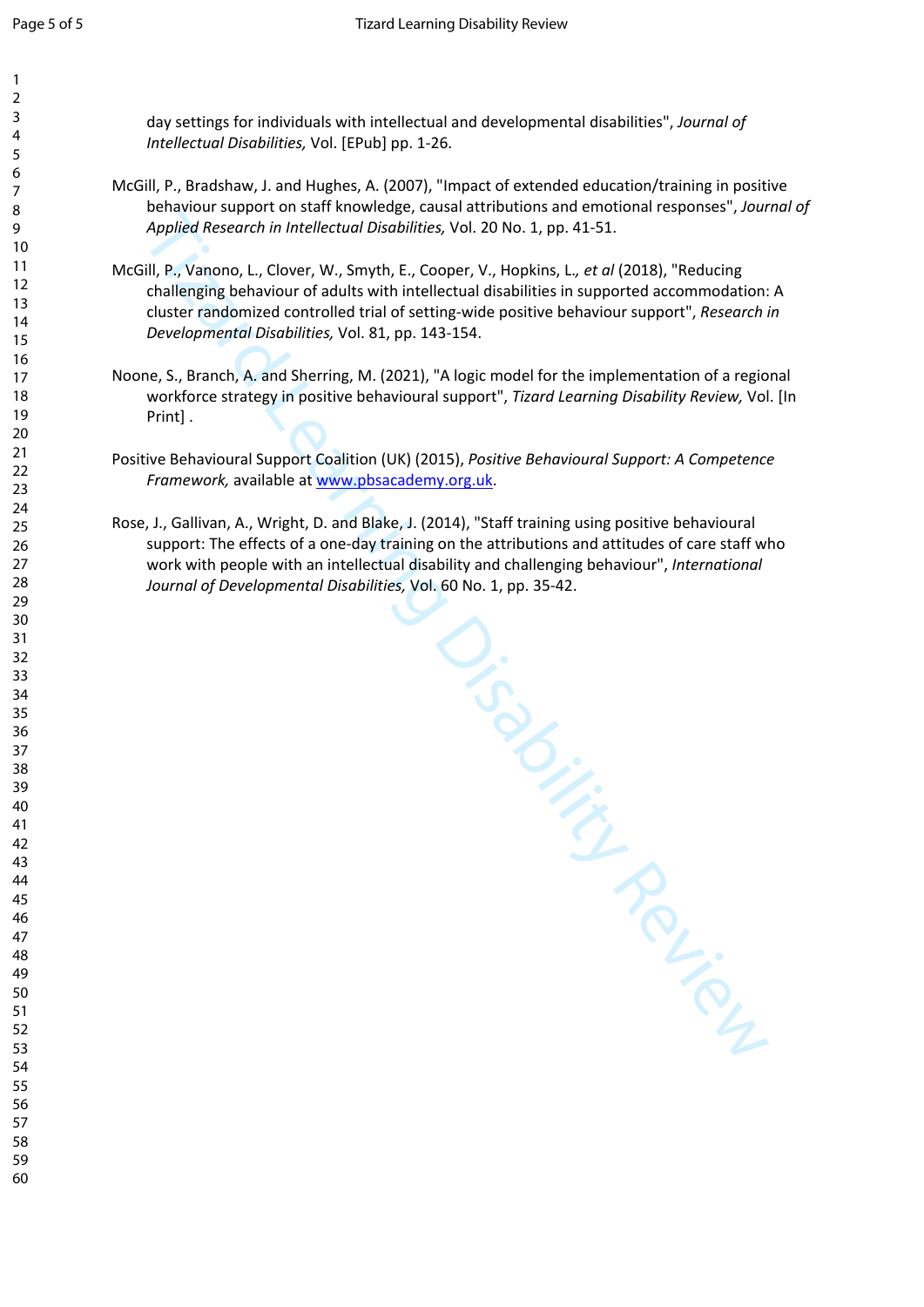day settings for individuals with intellectual and developmental disabilities", *Journal of Intellectual Disabilities,* Vol. [EPub] pp. 1-26.

McGill, P., Bradshaw, J. and Hughes, A. (2007), "Impact of extended education/training in positive behaviour support on staff knowledge, causal attributions and emotional responses", *Journal of Applied Research in Intellectual Disabilities,* Vol. 20 No. 1, pp. 41-51.

McGill, P., Vanono, L., Clover, W., Smyth, E., Cooper, V., Hopkins, L.*, et al* (2018), "Reducing challenging behaviour of adults with intellectual disabilities in supported accommodation: A cluster randomized controlled trial of setting-wide positive behaviour support", *Research in Developmental Disabilities,* Vol. 81, pp. 143-154.

Noone, S., Branch, A. and Sherring, M. (2021), "A logic model for the implementation of a regional workforce strategy in positive behavioural support", *Tizard Learning Disability Review,* Vol. [In Print] .

Positive Behavioural Support Coalition (UK) (2015), *Positive Behavioural Support: A Competence Framework,* available at www.pbsacademy.org.uk.

Rose, J., Gallivan, A., Wright, D. and Blake, J. (2014), "Staff training using positive behavioural support: The effects of a one-day training on the attributions and attitudes of care staff who work with people with an intellectual disability and challenging behaviour", *International Journal of Developmental Disabilities,* Vol. 60 No. 1, pp. 35-42.